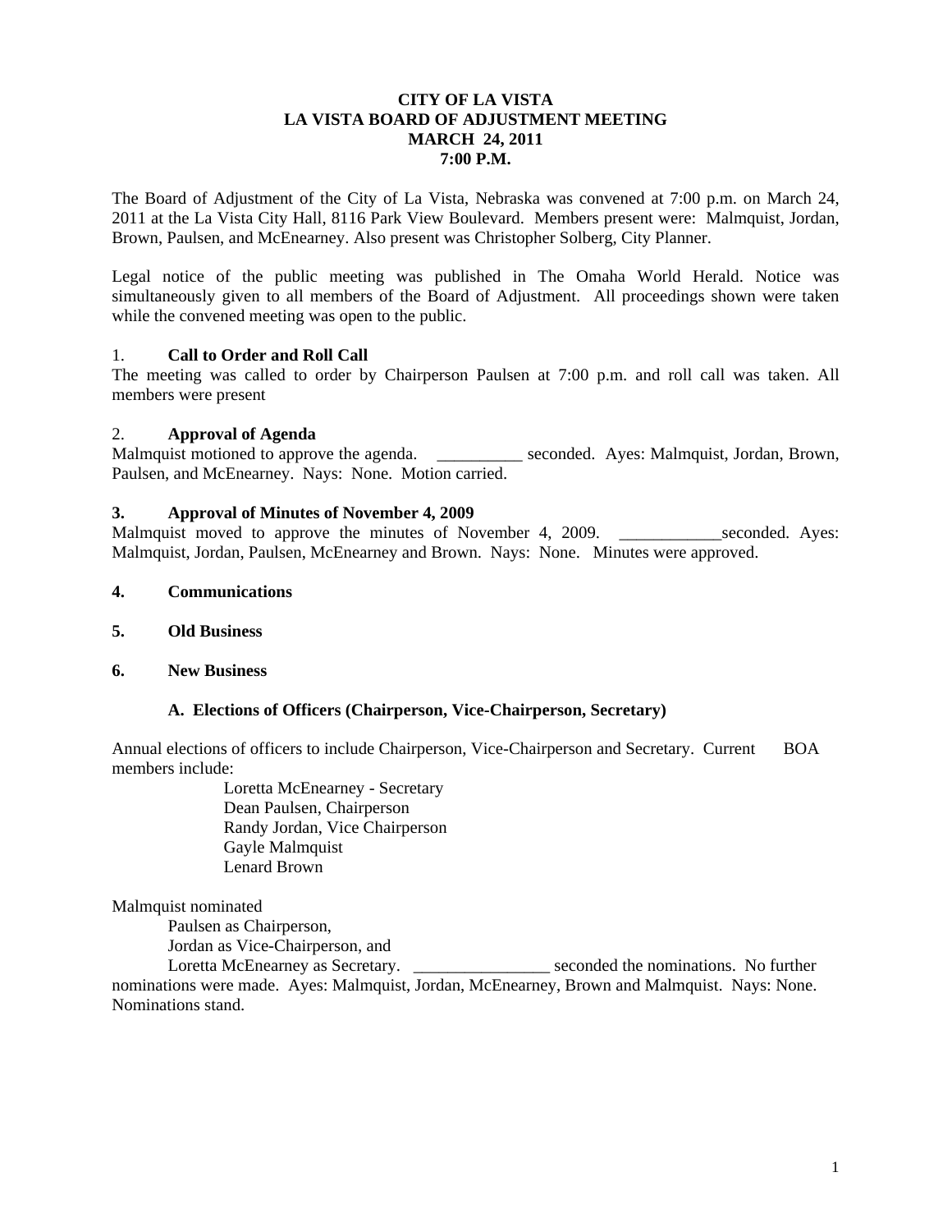**CITY OF LA VISTA**
**LA VISTA BOARD OF ADJUSTMENT MEETING**
**MARCH 24, 2011**
**7:00 P.M.**

The Board of Adjustment of the City of La Vista, Nebraska was convened at 7:00 p.m. on March 24, 2011 at the La Vista City Hall, 8116 Park View Boulevard. Members present were: Malmquist, Jordan, Brown, Paulsen, and McEnearney. Also present was Christopher Solberg, City Planner.

Legal notice of the public meeting was published in The Omaha World Herald. Notice was simultaneously given to all members of the Board of Adjustment. All proceedings shown were taken while the convened meeting was open to the public.

1. **Call to Order and Roll Call**

The meeting was called to order by Chairperson Paulsen at 7:00 p.m. and roll call was taken. All members were present

2. **Approval of Agenda**

Malmquist motioned to approve the agenda. __________ seconded. Ayes: Malmquist, Jordan, Brown, Paulsen, and McEnearney. Nays: None. Motion carried.

**3. Approval of Minutes of November 4, 2009**

Malmquist moved to approve the minutes of November 4, 2009. ____________seconded. Ayes: Malmquist, Jordan, Paulsen, McEnearney and Brown. Nays: None. Minutes were approved.

**4. Communications**

**5. Old Business**

**6. New Business**

**A. Elections of Officers (Chairperson, Vice-Chairperson, Secretary)**

Annual elections of officers to include Chairperson, Vice-Chairperson and Secretary. Current BOA members include:

Loretta McEnearney - Secretary
Dean Paulsen, Chairperson
Randy Jordan, Vice Chairperson
Gayle Malmquist
Lenard Brown

Malmquist nominated
Paulsen as Chairperson,
Jordan as Vice-Chairperson, and
Loretta McEnearney as Secretary. ________________ seconded the nominations. No further nominations were made. Ayes: Malmquist, Jordan, McEnearney, Brown and Malmquist. Nays: None. Nominations stand.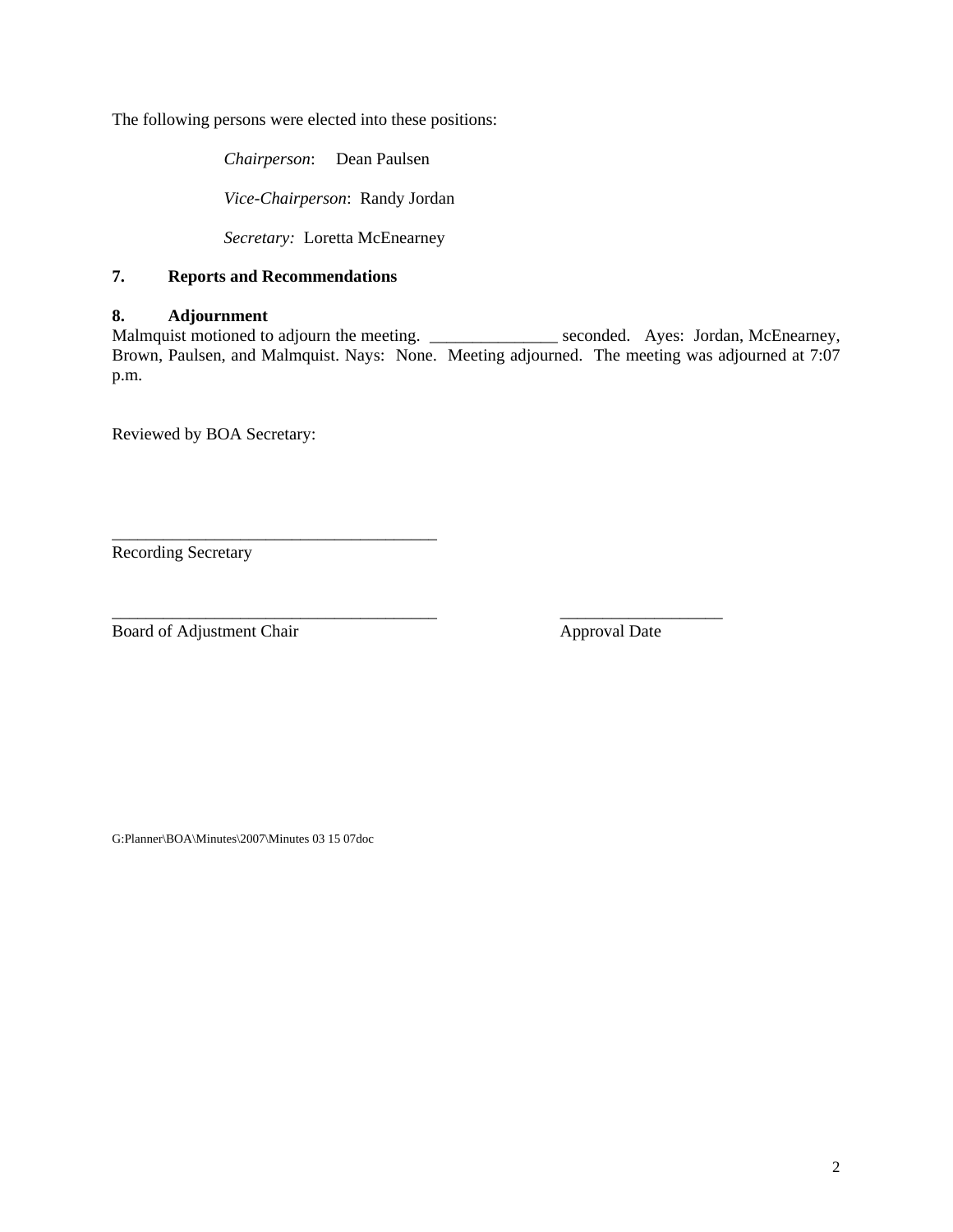The following persons were elected into these positions:

*Chairperson*: Dean Paulsen

*Vice-Chairperson*: Randy Jordan

*Secretary:* Loretta McEnearney

## 7. Reports and Recommendations

## 8. Adjournment

Malmquist motioned to adjourn the meeting. _______________ seconded. Ayes: Jordan, McEnearney, Brown, Paulsen, and Malmquist. Nays: None. Meeting adjourned. The meeting was adjourned at 7:07 p.m.

Reviewed by BOA Secretary:

_______________________________________
Recording Secretary

_______________________________________ ___________________
Board of Adjustment Chair Approval Date

G:Planner\BOA\Minutes\2007\Minutes 03 15 07doc